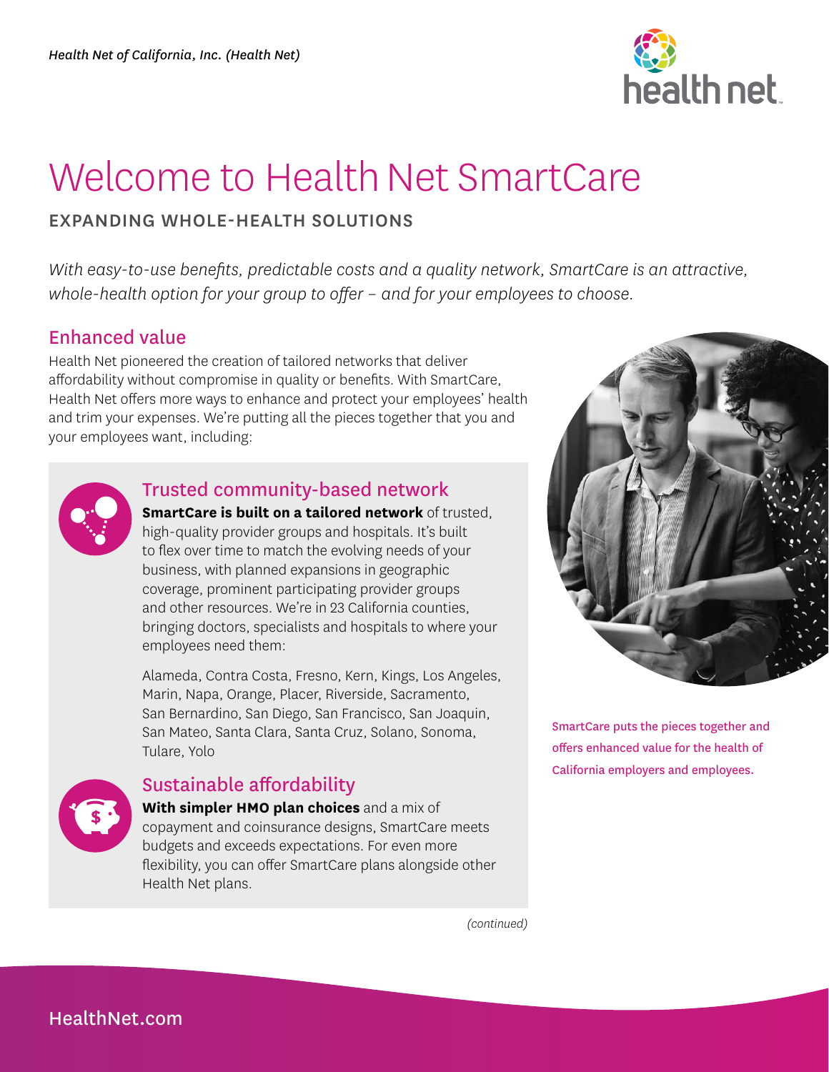*Health Net of California, Inc. (Health Net)*

# Welcome to Health Net SmartCare

## EXPANDING WHOLE-HEALTH SOLUTIONS

*With easy-to-use benefits, predictable costs and a quality network, SmartCare is an attractive, whole-health option for your group to offer – and for your employees to choose.*

## Enhanced value

Health Net pioneered the creation of tailored networks that deliver affordability without compromise in quality or benefits. With SmartCare, Health Net offers more ways to enhance and protect your employees' health and trim your expenses. We're putting all the pieces together that you and your employees want, including:

### Trusted community-based network

**SmartCare is built on a tailored network** of trusted, high-quality provider groups and hospitals. It's built to flex over time to match the evolving needs of your business, with planned expansions in geographic coverage, prominent participating provider groups and other resources. We're in 23 California counties, bringing doctors, specialists and hospitals to where your employees need them:

Alameda, Contra Costa, Fresno, Kern, Kings, Los Angeles, Marin, Napa, Orange, Placer, Riverside, Sacramento, San Bernardino, San Diego, San Francisco, San Joaquin, San Mateo, Santa Clara, Santa Cruz, Solano, Sonoma, Tulare, Yolo

### Sustainable affordability

**With simpler HMO plan choices** and a mix of copayment and coinsurance designs, SmartCare meets budgets and exceeds expectations. For even more flexibility, you can offer SmartCare plans alongside other Health Net plans.

SmartCare puts the pieces together and offers enhanced value for the health of California employers and employees.

*(continued)*

HealthNet.com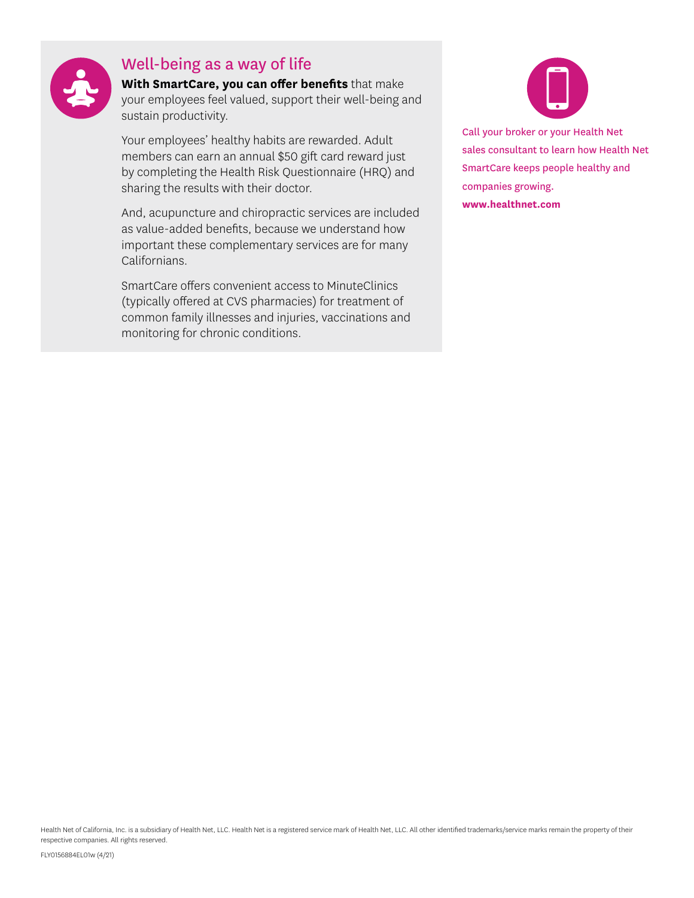## Well-being as a way of life

**With SmartCare, you can offer benefits** that make your employees feel valued, support their well-being and sustain productivity.

Your employees' healthy habits are rewarded. Adult members can earn an annual $50 gift card reward just by completing the Health Risk Questionnaire (HRQ) and sharing the results with their doctor.

And, acupuncture and chiropractic services are included as value-added benefits, because we understand how important these complementary services are for many Californians.

SmartCare offers convenient access to MinuteClinics (typically offered at CVS pharmacies) for treatment of common family illnesses and injuries, vaccinations and monitoring for chronic conditions.

Call your broker or your Health Net sales consultant to learn how Health Net SmartCare keeps people healthy and companies growing.

**www.healthnet.com**

Health Net of California, Inc. is a subsidiary of Health Net, LLC. Health Net is a registered service mark of Health Net, LLC. All other identified trademarks/service marks remain the property of their respective companies. All rights reserved.

FLY0156884EL01w (4/21)